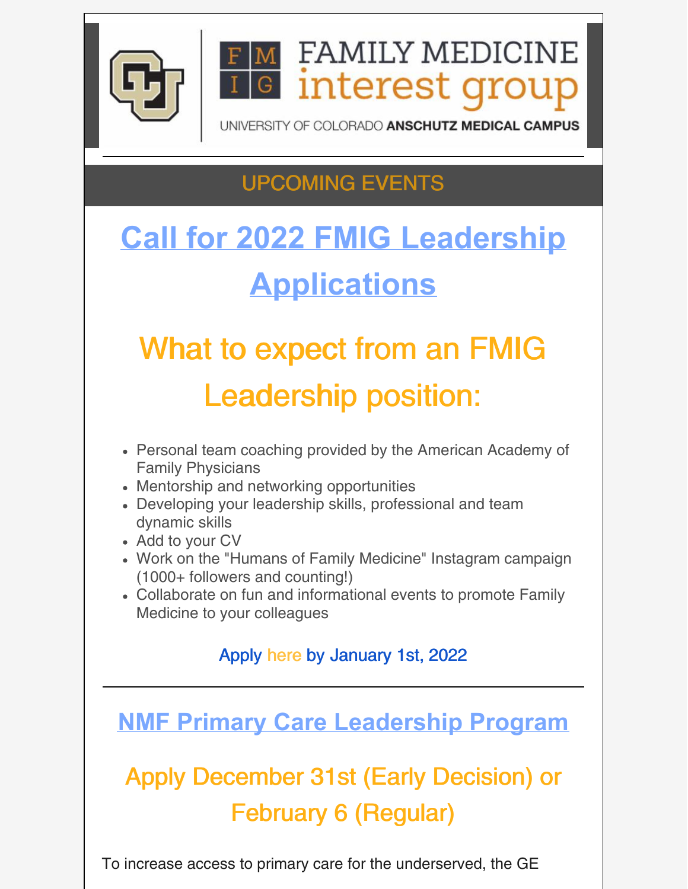FAMILY MEDICINE interest group

UNIVERSITY OF COLORADO ANSCHUTZ MEDICAL CAMPUS

## UPCOMING EVENTS

# Call for 2022 FMIG Leadership Applications

## What to expect from an FMIG Leadership position:

- Personal team coaching provided by the American Academy of Family Physicians
- Mentorship and networking opportunities
- Developing your leadership skills, professional and team dynamic skills
- Add to your CV
- Work on the "Humans of Family Medicine" Instagram campaign (1000+ followers and counting!)
- Collaborate on fun and informational events to promote Family Medicine to your colleagues

Apply here by January 1st, 2022

---

## NMF Primary Care Leadership Program

## Apply December 31st (Early Decision) or February 6 (Regular)

To increase access to primary care for the underserved, the GE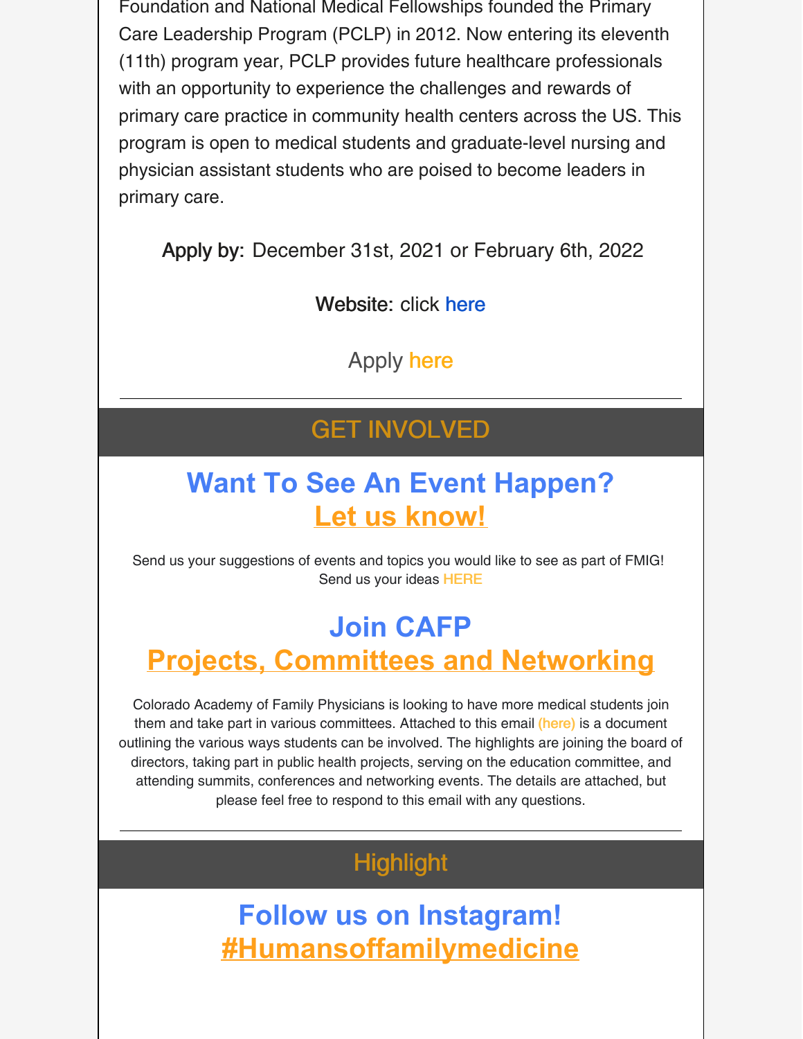Foundation and National Medical Fellowships founded the Primary Care Leadership Program (PCLP) in 2012. Now entering its eleventh (11th) program year, PCLP provides future healthcare professionals with an opportunity to experience the challenges and rewards of primary care practice in community health centers across the US. This program is open to medical students and graduate-level nursing and physician assistant students who are poised to become leaders in primary care.

Apply by: December 31st, 2021 or February 6th, 2022

Website: click here

Apply here

---

## GET INVOLVED

### Want To See An Event Happen?
### Let us know!

Send us your suggestions of events and topics you would like to see as part of FMIG!
Send us your ideas HERE

### Join CAFP
### Projects, Committees and Networking

Colorado Academy of Family Physicians is looking to have more medical students join them and take part in various committees. Attached to this email (here) is a document outlining the various ways students can be involved. The highlights are joining the board of directors, taking part in public health projects, serving on the education committee, and attending summits, conferences and networking events. The details are attached, but please feel free to respond to this email with any questions.

---

## Highlight

### Follow us on Instagram!
### #Humansoffamilymedicine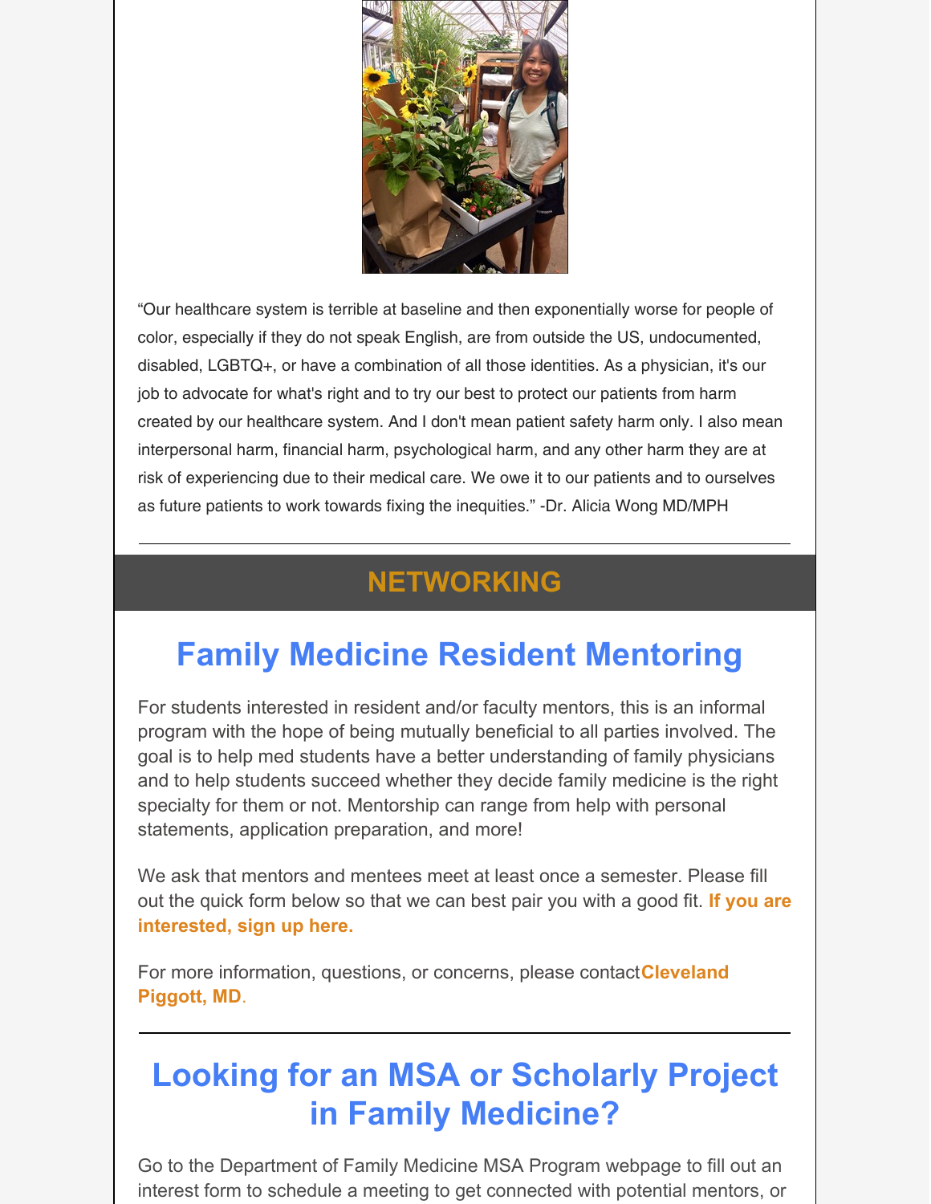"Our healthcare system is terrible at baseline and then exponentially worse for people of color, especially if they do not speak English, are from outside the US, undocumented, disabled, LGBTQ+, or have a combination of all those identities. As a physician, it's our job to advocate for what's right and to try our best to protect our patients from harm created by our healthcare system. And I don't mean patient safety harm only. I also mean interpersonal harm, financial harm, psychological harm, and any other harm they are at risk of experiencing due to their medical care. We owe it to our patients and to ourselves as future patients to work towards fixing the inequities." -Dr. Alicia Wong MD/MPH

---

# NETWORKING

## Family Medicine Resident Mentoring

For students interested in resident and/or faculty mentors, this is an informal program with the hope of being mutually beneficial to all parties involved. The goal is to help med students have a better understanding of family physicians and to help students succeed whether they decide family medicine is the right specialty for them or not. Mentorship can range from help with personal statements, application preparation, and more!

We ask that mentors and mentees meet at least once a semester. Please fill out the quick form below so that we can best pair you with a good fit. **If you are interested, sign up here.**

For more information, questions, or concerns, please contact **Cleveland Piggott, MD**.

---

## Looking for an MSA or Scholarly Project in Family Medicine?

Go to the Department of Family Medicine MSA Program webpage to fill out an interest form to schedule a meeting to get connected with potential mentors, or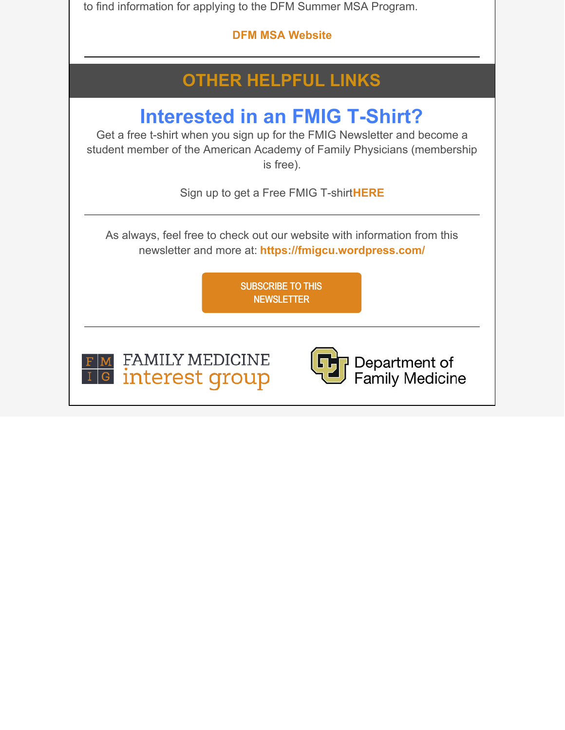to find information for applying to the DFM Summer MSA Program.

**DFM MSA Website**

---

## OTHER HELPFUL LINKS

## Interested in an FMIG T-Shirt?

Get a free t-shirt when you sign up for the FMIG Newsletter and become a student member of the American Academy of Family Physicians (membership is free).

Sign up to get a Free FMIG T-shirt**HERE**

---

As always, feel free to check out our website with information from this newsletter and more at: **https://fmigcu.wordpress.com/**

SUBSCRIBE TO THIS NEWSLETTER

---

FMIG FAMILY MEDICINE interest group

Department of Family Medicine